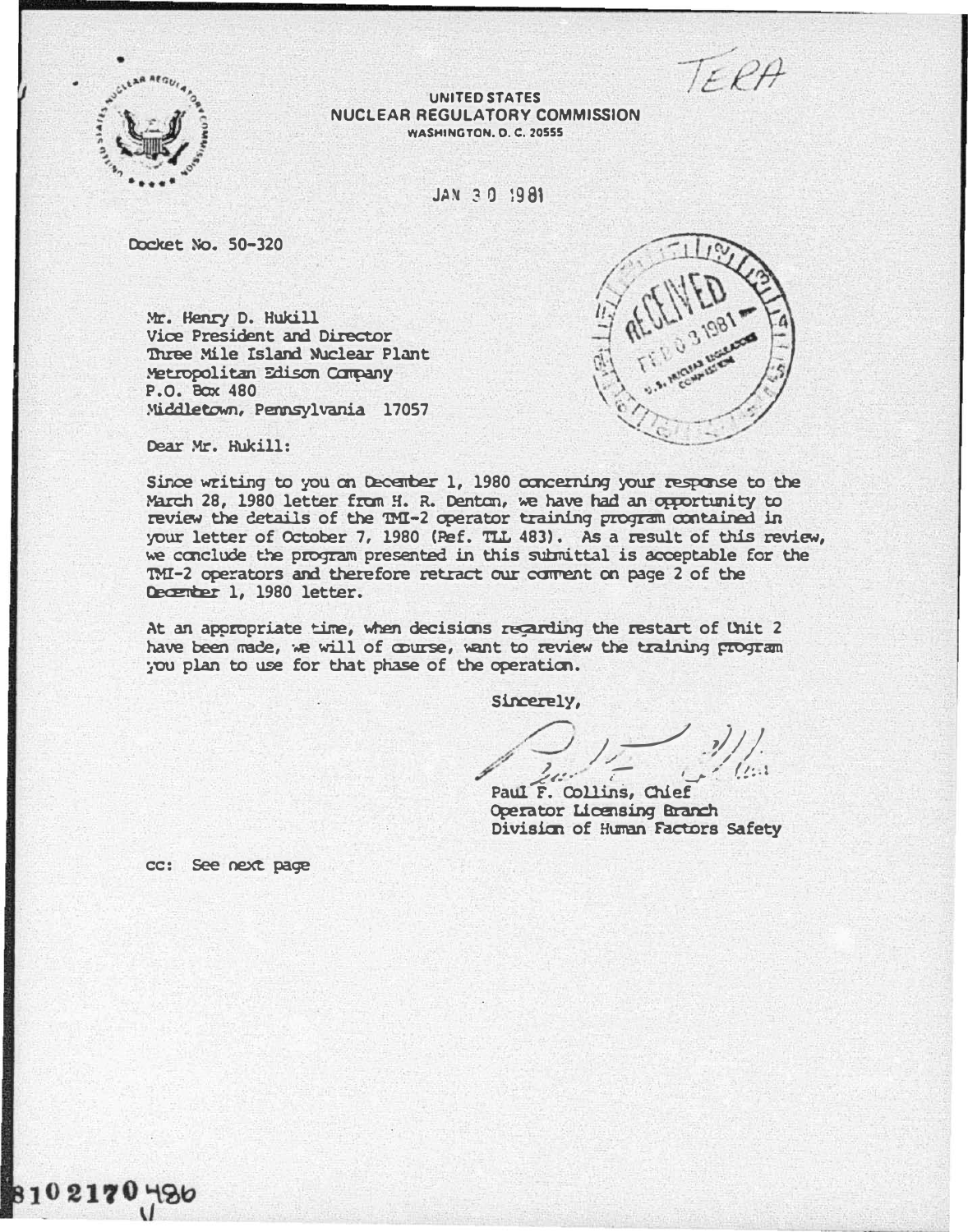TERA

**UNITED STATES**
**NUCLEAR REGULATORY COMMISSION**
WASHINGTON, D. C. 20555

JAN 30 1981

RECEIVED FEB 03 1981 U.S. NUCLEAR REGULATORY COMMISSION

Docket No. 50-320

Mr. Henry D. Hukill
Vice President and Director
Three Mile Island Nuclear Plant
Metropolitan Edison Company
P.O. Box 480
Middletown, Pennsylvania 17057

Dear Mr. Hukill:

Since writing to you on December 1, 1980 concerning your response to the March 28, 1980 letter from H. R. Denton, we have had an opportunity to review the details of the TMI-2 operator training program contained in your letter of October 7, 1980 (Ref. TLL 483). As a result of this review, we conclude the program presented in this submittal is acceptable for the TMI-2 operators and therefore retract our comment on page 2 of the December 1, 1980 letter.

At an appropriate time, when decisions regarding the restart of Unit 2 have been made, we will of course, want to review the training program you plan to use for that phase of the operation.

Sincerely,

Paul F. Collins, Chief
Operator Licensing Branch
Division of Human Factors Safety

cc: See next page

8102170486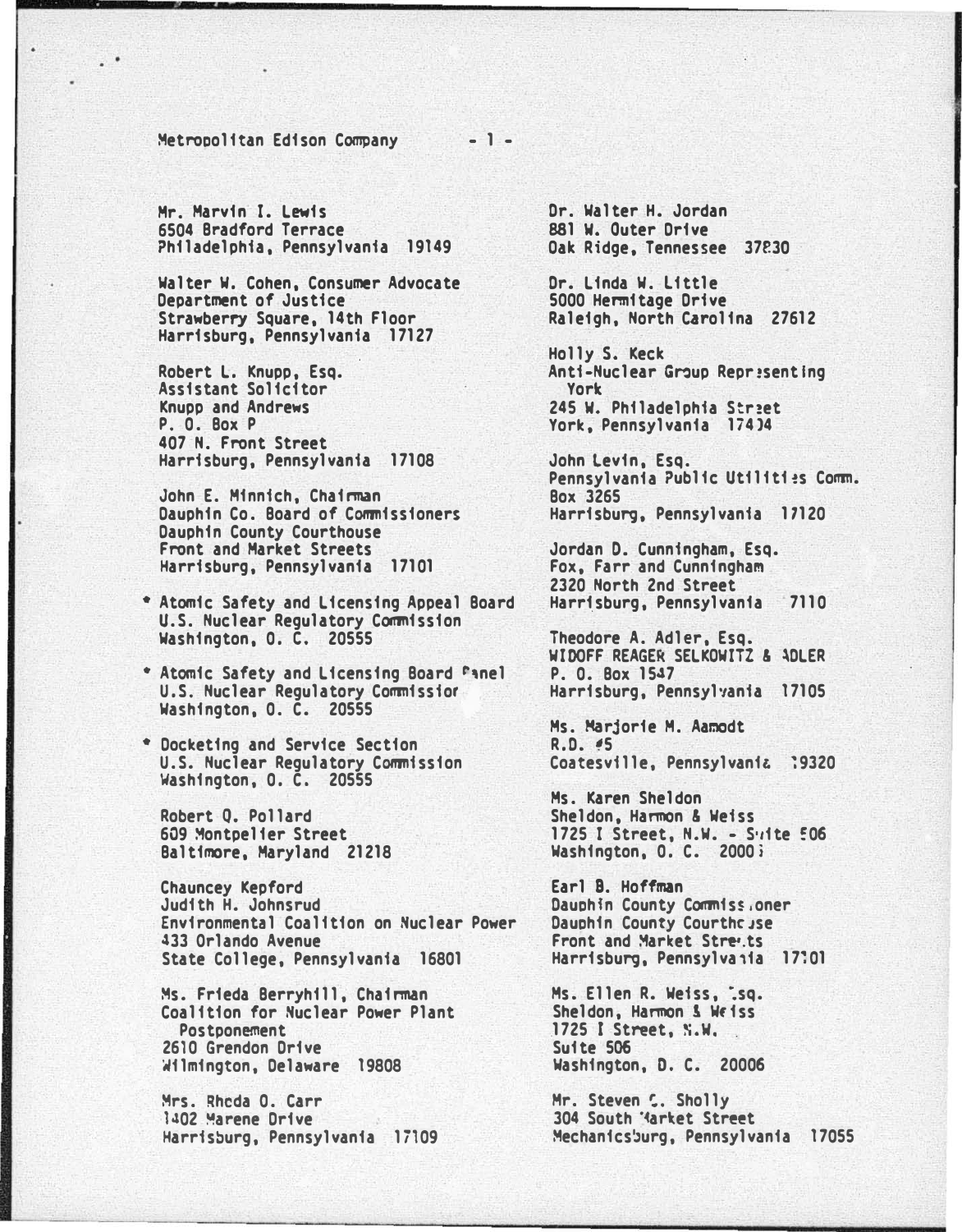Mr. Marvin I. Lewis
6504 Bradford Terrace
Philadelphia, Pennsylvania 19149

Walter W. Cohen, Consumer Advocate
Department of Justice
Strawberry Square, 14th Floor
Harrisburg, Pennsylvania 17127

Robert L. Knupp, Esq.
Assistant Solicitor
Knupp and Andrews
P. O. Box P
407 N. Front Street
Harrisburg, Pennsylvania 17108

John E. Minnich, Chairman
Dauphin Co. Board of Commissioners
Dauphin County Courthouse
Front and Market Streets
Harrisburg, Pennsylvania 17101

* Atomic Safety and Licensing Appeal Board
U.S. Nuclear Regulatory Commission
Washington, D. C. 20555

* Atomic Safety and Licensing Board Panel
U.S. Nuclear Regulatory Commission
Washington, D. C. 20555

* Docketing and Service Section
U.S. Nuclear Regulatory Commission
Washington, D. C. 20555

Robert Q. Pollard
609 Montpelier Street
Baltimore, Maryland 21218

Chauncey Kepford
Judith H. Johnsrud
Environmental Coalition on Nuclear Power
433 Orlando Avenue
State College, Pennsylvania 16801

Ms. Frieda Berryhill, Chairman
Coalition for Nuclear Power Plant
Postponement
2610 Grendon Drive
Wilmington, Delaware 19808

Mrs. Rhoda D. Carr
1402 Marene Drive
Harrisburg, Pennsylvania 17109

Dr. Walter H. Jordan
881 W. Outer Drive
Oak Ridge, Tennessee 37830

Dr. Linda W. Little
5000 Hermitage Drive
Raleigh, North Carolina 27612

Holly S. Keck
Anti-Nuclear Group Representing
York
245 W. Philadelphia Street
York, Pennsylvania 17404

John Levin, Esq.
Pennsylvania Public Utilities Comm.
Box 3265
Harrisburg, Pennsylvania 17120

Jordan D. Cunningham, Esq.
Fox, Farr and Cunningham
2320 North 2nd Street
Harrisburg, Pennsylvania 7110

Theodore A. Adler, Esq.
WIDOFF REAGER SELKOWITZ & ADLER
P. O. Box 1547
Harrisburg, Pennsylvania 17105

Ms. Marjorie M. Aamodt
R.D. #5
Coatesville, Pennsylvania 19320

Ms. Karen Sheldon
Sheldon, Harmon & Weiss
1725 I Street, N.W. - Suite 506
Washington, D. C. 20006

Earl B. Hoffman
Dauphin County Commissioner
Dauphin County Courthouse
Front and Market Streets
Harrisburg, Pennsylvania 17101

Ms. Ellen R. Weiss, Esq.
Sheldon, Harmon & Weiss
1725 I Street, N.W.
Suite 506
Washington, D. C. 20006

Mr. Steven C. Sholly
304 South Market Street
Mechanicsburg, Pennsylvania 17055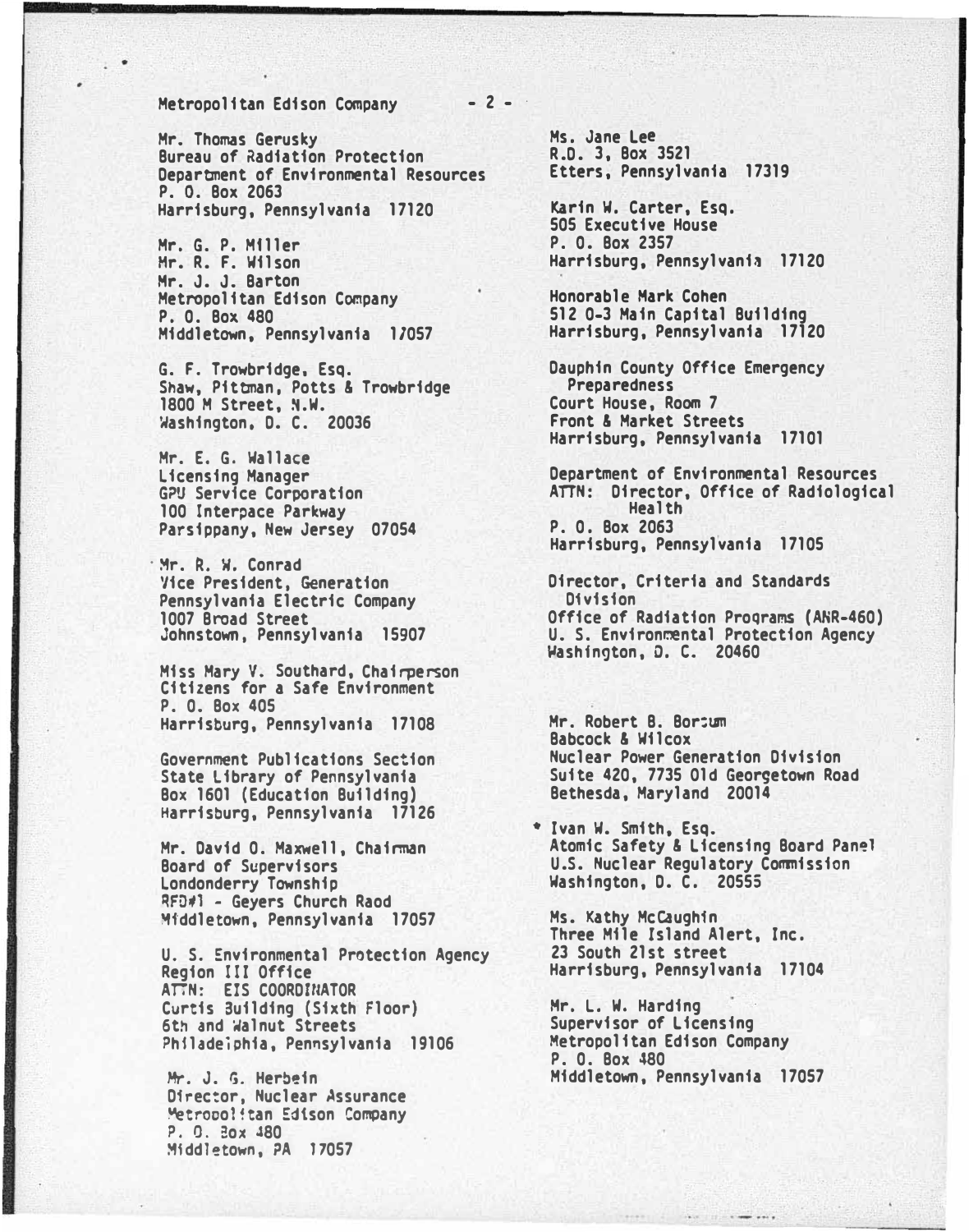Metropolitan Edison Company

Mr. Thomas Gerusky
Bureau of Radiation Protection
Department of Environmental Resources
P. O. Box 2063
Harrisburg, Pennsylvania 17120

Mr. G. P. Miller
Mr. R. F. Wilson
Mr. J. J. Barton
Metropolitan Edison Company
P. O. Box 480
Middletown, Pennsylvania 17057

G. F. Trowbridge, Esq.
Shaw, Pittman, Potts & Trowbridge
1800 M Street, N.W.
Washington, D. C. 20036

Mr. E. G. Wallace
Licensing Manager
GPU Service Corporation
100 Interpace Parkway
Parsippany, New Jersey 07054

Mr. R. W. Conrad
Vice President, Generation
Pennsylvania Electric Company
1007 Broad Street
Johnstown, Pennsylvania 15907

Miss Mary V. Southard, Chairperson
Citizens for a Safe Environment
P. O. Box 405
Harrisburg, Pennsylvania 17108

Government Publications Section
State Library of Pennsylvania
Box 1601 (Education Building)
Harrisburg, Pennsylvania 17126

Mr. David O. Maxwell, Chairman
Board of Supervisors
Londonderry Township
RFD#1 - Geyers Church Raod
Middletown, Pennsylvania 17057

U. S. Environmental Protection Agency
Region III Office
ATTN: EIS COORDINATOR
Curtis Building (Sixth Floor)
6th and Walnut Streets
Philadelphia, Pennsylvania 19106

Mr. J. G. Herbein
Director, Nuclear Assurance
Metropolitan Edison Company
P. O. Box 480
Middletown, PA 17057

Ms. Jane Lee
R.D. 3, Box 3521
Etters, Pennsylvania 17319

Karin W. Carter, Esq.
505 Executive House
P. O. Box 2357
Harrisburg, Pennsylvania 17120

Honorable Mark Cohen
512 O-3 Main Capital Building
Harrisburg, Pennsylvania 17120

Dauphin County Office Emergency Preparedness
Court House, Room 7
Front & Market Streets
Harrisburg, Pennsylvania 17101

Department of Environmental Resources
ATTN: Director, Office of Radiological Health
P. O. Box 2063
Harrisburg, Pennsylvania 17105

Director, Criteria and Standards Division
Office of Radiation Programs (ANR-460)
U. S. Environmental Protection Agency
Washington, D. C. 20460

Mr. Robert B. Borsum
Babcock & Wilcox
Nuclear Power Generation Division
Suite 420, 7735 Old Georgetown Road
Bethesda, Maryland 20014

\* Ivan W. Smith, Esq.
Atomic Safety & Licensing Board Panel
U.S. Nuclear Regulatory Commission
Washington, D. C. 20555

Ms. Kathy McCaughin
Three Mile Island Alert, Inc.
23 South 21st street
Harrisburg, Pennsylvania 17104

Mr. L. W. Harding
Supervisor of Licensing
Metropolitan Edison Company
P. O. Box 480
Middletown, Pennsylvania 17057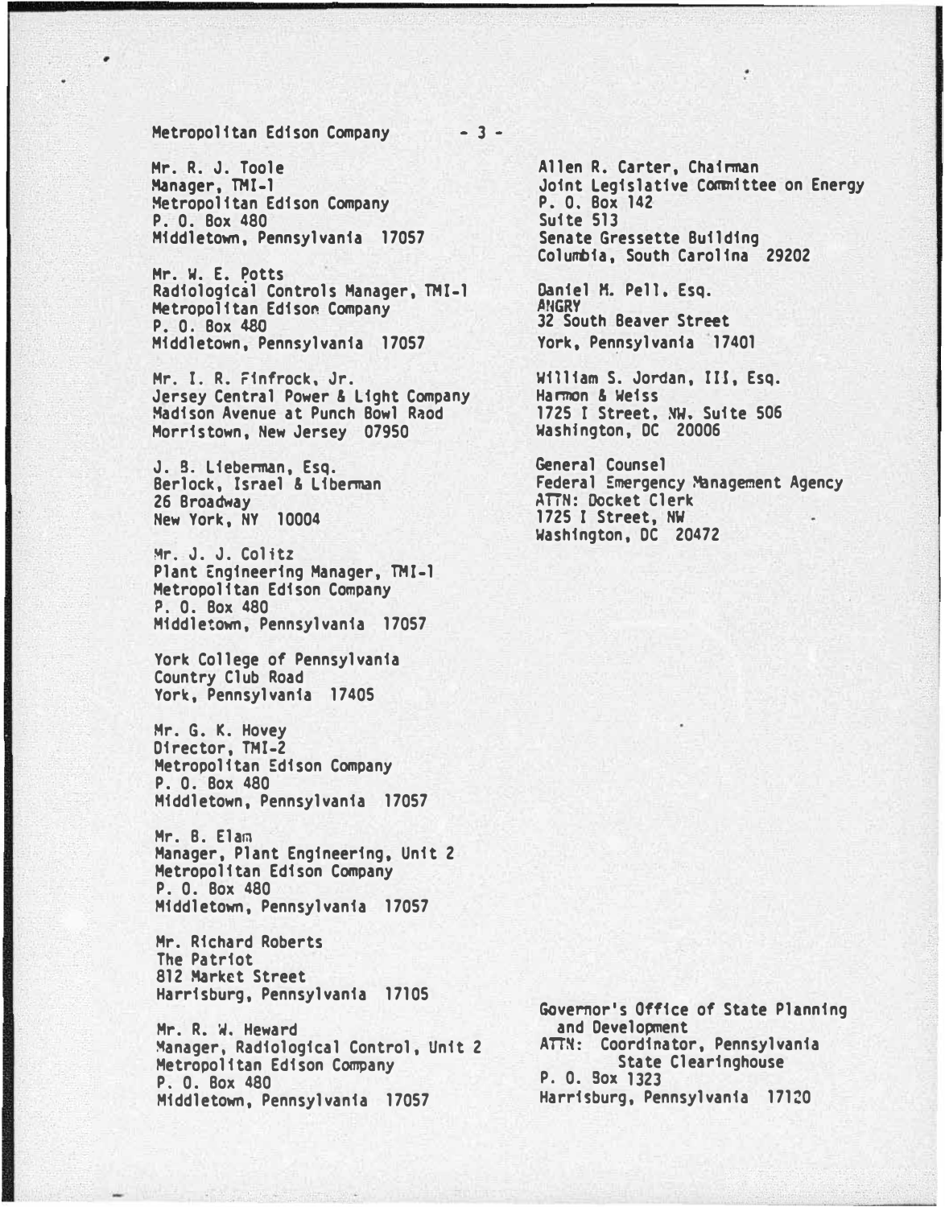Metropolitan Edison Company

Mr. R. J. Toole
Manager, TMI-1
Metropolitan Edison Company
P. O. Box 480
Middletown, Pennsylvania 17057

Mr. W. E. Potts
Radiological Controls Manager, TMI-1
Metropolitan Edison Company
P. O. Box 480
Middletown, Pennsylvania 17057

Mr. I. R. Finfrock, Jr.
Jersey Central Power & Light Company
Madison Avenue at Punch Bowl Raod
Morristown, New Jersey 07950

J. B. Lieberman, Esq.
Berlock, Israel & Liberman
26 Broadway
New York, NY 10004

Mr. J. J. Colitz
Plant Engineering Manager, TMI-1
Metropolitan Edison Company
P. O. Box 480
Middletown, Pennsylvania 17057

York College of Pennsylvania
Country Club Road
York, Pennsylvania 17405

Mr. G. K. Hovey
Director, TMI-2
Metropolitan Edison Company
P. O. Box 480
Middletown, Pennsylvania 17057

Mr. B. Elam
Manager, Plant Engineering, Unit 2
Metropolitan Edison Company
P. O. Box 480
Middletown, Pennsylvania 17057

Mr. Richard Roberts
The Patriot
812 Market Street
Harrisburg, Pennsylvania 17105

Mr. R. W. Heward
Manager, Radiological Control, Unit 2
Metropolitan Edison Company
P. O. Box 480
Middletown, Pennsylvania 17057

Allen R. Carter, Chairman
Joint Legislative Committee on Energy
P. O. Box 142
Suite 513
Senate Gressette Building
Columbia, South Carolina 29202

Daniel M. Pell, Esq.
ANGRY
32 South Beaver Street
York, Pennsylvania 17401

William S. Jordan, III, Esq.
Harmon & Weiss
1725 I Street, NW. Suite 506
Washington, DC 20006

General Counsel
Federal Emergency Management Agency
ATTN: Docket Clerk
1725 I Street, NW
Washington, DC 20472

Governor's Office of State Planning and Development
ATTN: Coordinator, Pennsylvania State Clearinghouse
P. O. Box 1323
Harrisburg, Pennsylvania 17120